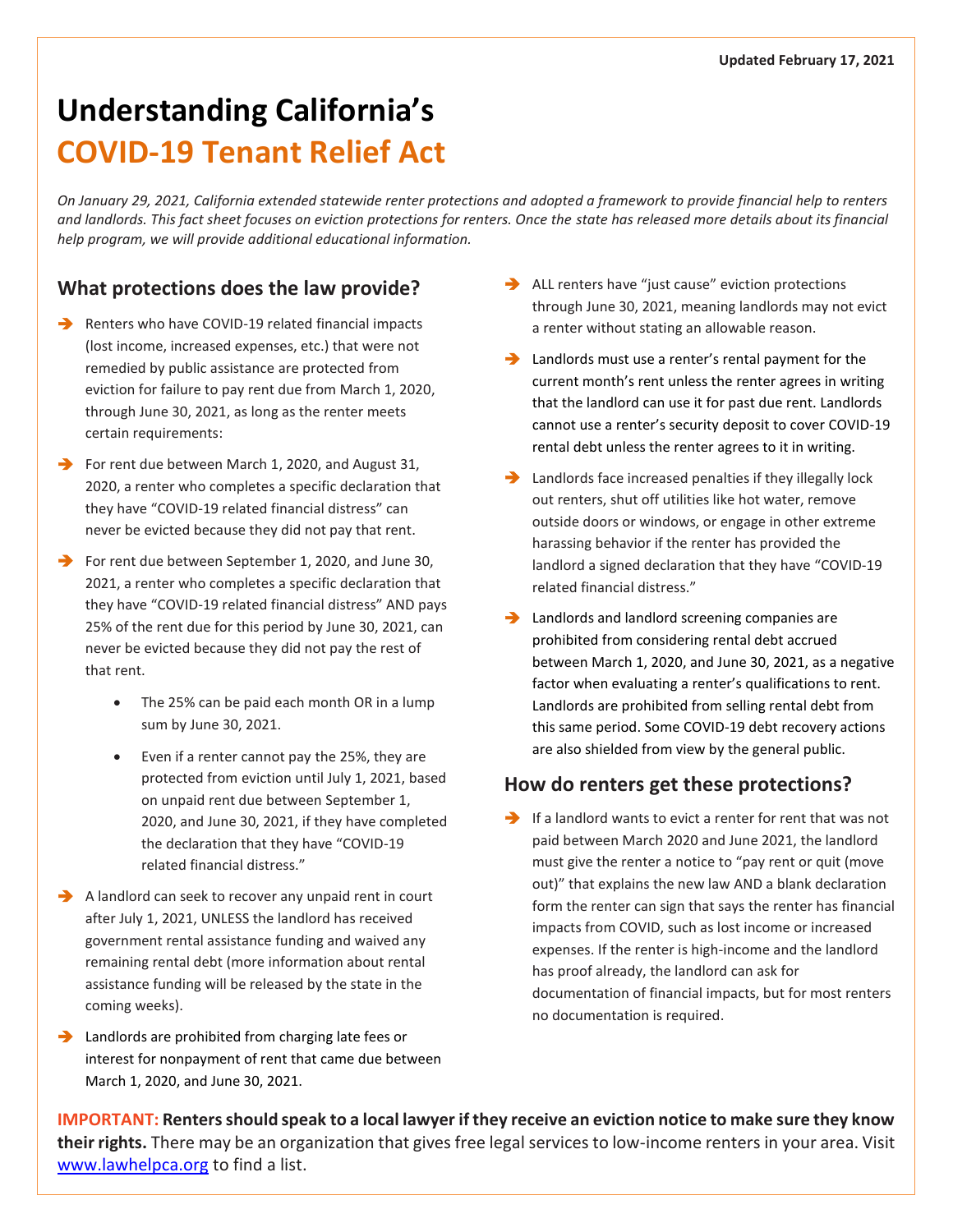Updated February 17, 2021

# Understanding California's COVID-19 Tenant Relief Act

*On January 29, 2021, California extended statewide renter protections and adopted a framework to provide financial help to renters and landlords. This fact sheet focuses on eviction protections for renters. Once the state has released more details about its financial help program, we will provide additional educational information.*

## What protections does the law provide?

- Renters who have COVID-19 related financial impacts (lost income, increased expenses, etc.) that were not remedied by public assistance are protected from eviction for failure to pay rent due from March 1, 2020, through June 30, 2021, as long as the renter meets certain requirements:
- For rent due between March 1, 2020, and August 31, 2020, a renter who completes a specific declaration that they have "COVID-19 related financial distress" can never be evicted because they did not pay that rent.
- For rent due between September 1, 2020, and June 30, 2021, a renter who completes a specific declaration that they have "COVID-19 related financial distress" AND pays 25% of the rent due for this period by June 30, 2021, can never be evicted because they did not pay the rest of that rent.
    - The 25% can be paid each month OR in a lump sum by June 30, 2021.
    - Even if a renter cannot pay the 25%, they are protected from eviction until July 1, 2021, based on unpaid rent due between September 1, 2020, and June 30, 2021, if they have completed the declaration that they have "COVID-19 related financial distress."
- A landlord can seek to recover any unpaid rent in court after July 1, 2021, UNLESS the landlord has received government rental assistance funding and waived any remaining rental debt (more information about rental assistance funding will be released by the state in the coming weeks).
- Landlords are prohibited from charging late fees or interest for nonpayment of rent that came due between March 1, 2020, and June 30, 2021.
- ALL renters have "just cause" eviction protections through June 30, 2021, meaning landlords may not evict a renter without stating an allowable reason.
- Landlords must use a renter's rental payment for the current month's rent unless the renter agrees in writing that the landlord can use it for past due rent. Landlords cannot use a renter's security deposit to cover COVID-19 rental debt unless the renter agrees to it in writing.
- Landlords face increased penalties if they illegally lock out renters, shut off utilities like hot water, remove outside doors or windows, or engage in other extreme harassing behavior if the renter has provided the landlord a signed declaration that they have "COVID-19 related financial distress."
- Landlords and landlord screening companies are prohibited from considering rental debt accrued between March 1, 2020, and June 30, 2021, as a negative factor when evaluating a renter's qualifications to rent. Landlords are prohibited from selling rental debt from this same period. Some COVID-19 debt recovery actions are also shielded from view by the general public.

## How do renters get these protections?

- If a landlord wants to evict a renter for rent that was not paid between March 2020 and June 2021, the landlord must give the renter a notice to "pay rent or quit (move out)" that explains the new law AND a blank declaration form the renter can sign that says the renter has financial impacts from COVID, such as lost income or increased expenses. If the renter is high-income and the landlord has proof already, the landlord can ask for documentation of financial impacts, but for most renters no documentation is required.

**IMPORTANT: Renters should speak to a local lawyer if they receive an eviction notice to make sure they know their rights.** There may be an organization that gives free legal services to low-income renters in your area. Visit www.lawhelpca.org to find a list.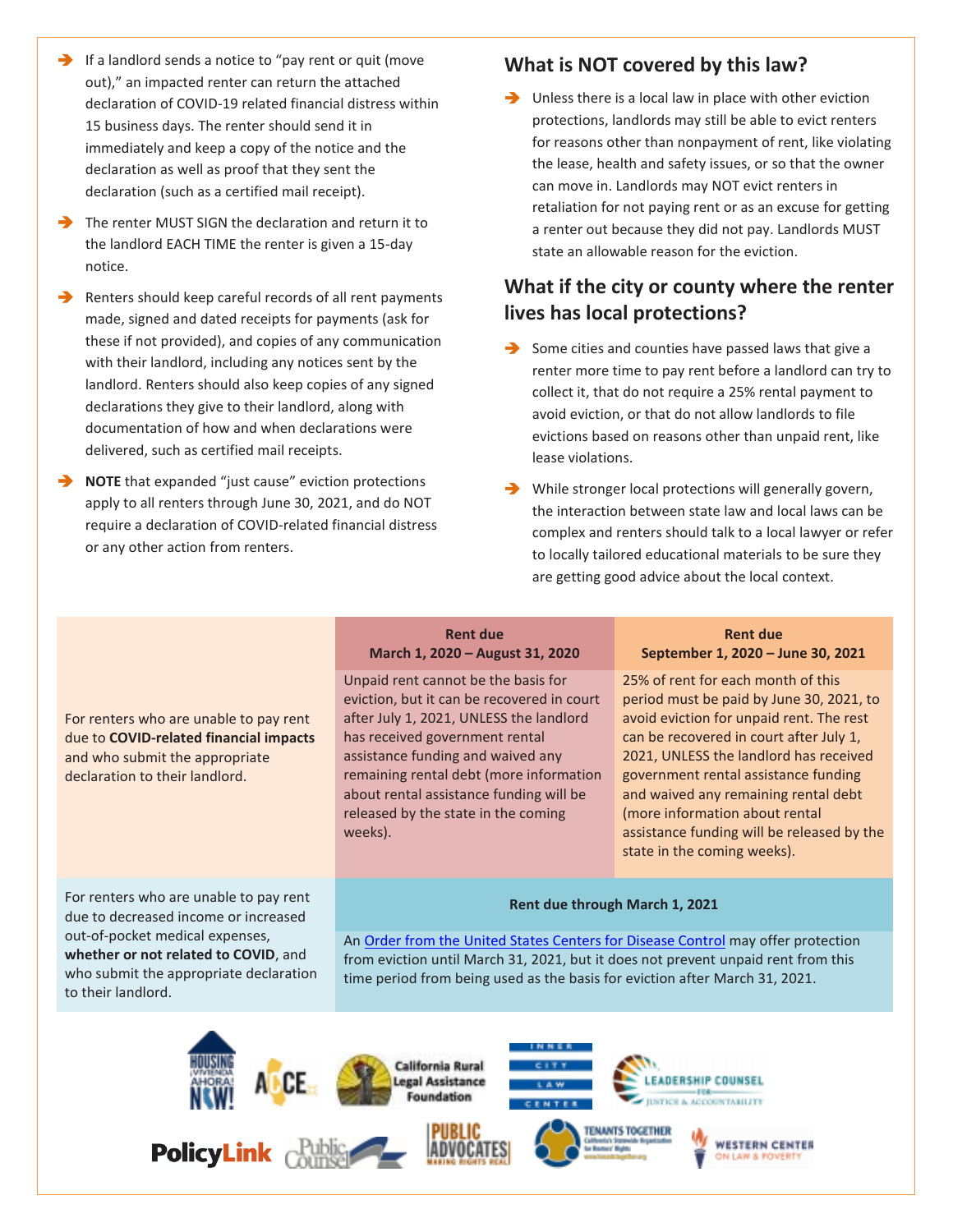- If a landlord sends a notice to "pay rent or quit (move out)," an impacted renter can return the attached declaration of COVID-19 related financial distress within 15 business days. The renter should send it in immediately and keep a copy of the notice and the declaration as well as proof that they sent the declaration (such as a certified mail receipt).
- The renter MUST SIGN the declaration and return it to the landlord EACH TIME the renter is given a 15-day notice.
- Renters should keep careful records of all rent payments made, signed and dated receipts for payments (ask for these if not provided), and copies of any communication with their landlord, including any notices sent by the landlord. Renters should also keep copies of any signed declarations they give to their landlord, along with documentation of how and when declarations were delivered, such as certified mail receipts.
- **NOTE** that expanded "just cause" eviction protections apply to all renters through June 30, 2021, and do NOT require a declaration of COVID-related financial distress or any other action from renters.

## What is NOT covered by this law?

- Unless there is a local law in place with other eviction protections, landlords may still be able to evict renters for reasons other than nonpayment of rent, like violating the lease, health and safety issues, or so that the owner can move in. Landlords may NOT evict renters in retaliation for not paying rent or as an excuse for getting a renter out because they did not pay. Landlords MUST state an allowable reason for the eviction.

## What if the city or county where the renter lives has local protections?

- Some cities and counties have passed laws that give a renter more time to pay rent before a landlord can try to collect it, that do not require a 25% rental payment to avoid eviction, or that do not allow landlords to file evictions based on reasons other than unpaid rent, like lease violations.
- While stronger local protections will generally govern, the interaction between state law and local laws can be complex and renters should talk to a local lawyer or refer to locally tailored educational materials to be sure they are getting good advice about the local context.

| | **Rent due March 1, 2020 – August 31, 2020** | **Rent due September 1, 2020 – June 30, 2021** |
|---|---|---|
| For renters who are unable to pay rent due to **COVID-related financial impacts** and who submit the appropriate declaration to their landlord. | Unpaid rent cannot be the basis for eviction, but it can be recovered in court after July 1, 2021, UNLESS the landlord has received government rental assistance funding and waived any remaining rental debt (more information about rental assistance funding will be released by the state in the coming weeks). | 25% of rent for each month of this period must be paid by June 30, 2021, to avoid eviction for unpaid rent. The rest can be recovered in court after July 1, 2021, UNLESS the landlord has received government rental assistance funding and waived any remaining rental debt (more information about rental assistance funding will be released by the state in the coming weeks). |
| | **Rent due through March 1, 2021** | |
| For renters who are unable to pay rent due to decreased income or increased out-of-pocket medical expenses, **whether or not related to COVID**, and who submit the appropriate declaration to their landlord. | An Order from the United States Centers for Disease Control may offer protection from eviction until March 31, 2021, but it does not prevent unpaid rent from this time period from being used as the basis for eviction after March 31, 2021. | |

Housing Now! / Vivienda Ahora! · ACCE · California Rural Legal Assistance Foundation · Inner City Law Center · Leadership Counsel for Justice & Accountability · PolicyLink · Public Counsel · Public Advocates · Tenants Together · Western Center on Law & Poverty